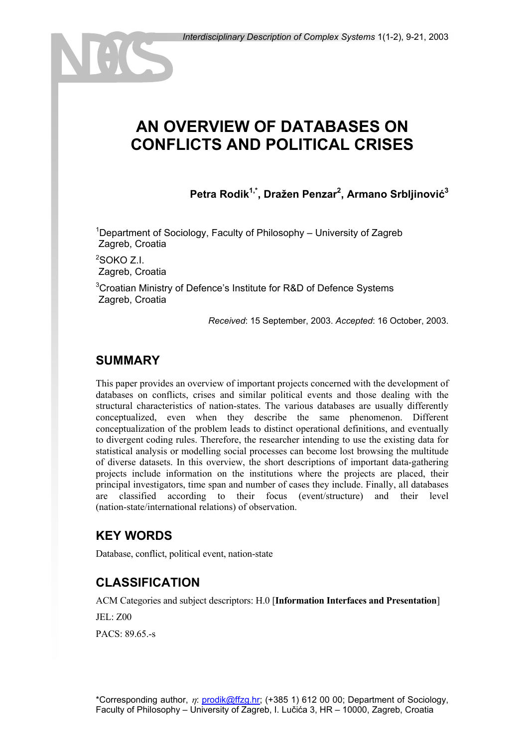# AN OVERVIEW OF DATABASES ON CONFLICTS AND POLITICAL CRISES

**Petra Rodik[1,*], Dražen Penzar[2], Armano Srbljinović[3]**

[1]Department of Sociology, Faculty of Philosophy – University of Zagreb
Zagreb, Croatia

[2]SOKO Z.I.
Zagreb, Croatia

[3]Croatian Ministry of Defence's Institute for R&D of Defence Systems
Zagreb, Croatia

*Received*: 15 September, 2003. *Accepted*: 16 October, 2003.

## SUMMARY

This paper provides an overview of important projects concerned with the development of databases on conflicts, crises and similar political events and those dealing with the structural characteristics of nation-states. The various databases are usually differently conceptualized, even when they describe the same phenomenon. Different conceptualization of the problem leads to distinct operational definitions, and eventually to divergent coding rules. Therefore, the researcher intending to use the existing data for statistical analysis or modelling social processes can become lost browsing the multitude of diverse datasets. In this overview, the short descriptions of important data-gathering projects include information on the institutions where the projects are placed, their principal investigators, time span and number of cases they include. Finally, all databases are classified according to their focus (event/structure) and their level (nation-state/international relations) of observation.

## KEY WORDS

Database, conflict, political event, nation-state

## CLASSIFICATION

ACM Categories and subject descriptors: H.0 [**Information Interfaces and Presentation**]

JEL: Z00

PACS: 89.65.-s

*Corresponding author, $\eta$: prodik@ffzg.hr; (+385 1) 612 00 00; Department of Sociology, Faculty of Philosophy – University of Zagreb, I. Lučića 3, HR – 10000, Zagreb, Croatia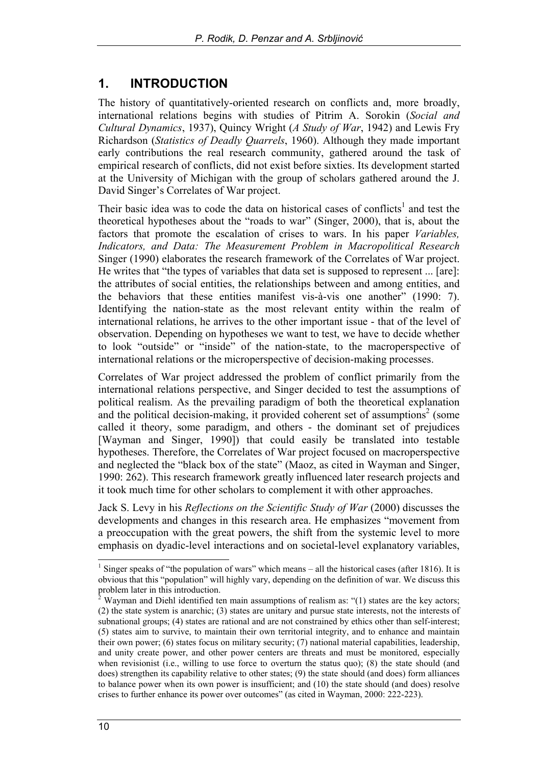## 1. INTRODUCTION

The history of quantitatively-oriented research on conflicts and, more broadly, international relations begins with studies of Pitrim A. Sorokin (*Social and Cultural Dynamics*, 1937), Quincy Wright (*A Study of War*, 1942) and Lewis Fry Richardson (*Statistics of Deadly Quarrels*, 1960). Although they made important early contributions the real research community, gathered around the task of empirical research of conflicts, did not exist before sixties. Its development started at the University of Michigan with the group of scholars gathered around the J. David Singer's Correlates of War project.

Their basic idea was to code the data on historical cases of conflicts[1] and test the theoretical hypotheses about the "roads to war" (Singer, 2000), that is, about the factors that promote the escalation of crises to wars. In his paper *Variables, Indicators, and Data: The Measurement Problem in Macropolitical Research* Singer (1990) elaborates the research framework of the Correlates of War project. He writes that "the types of variables that data set is supposed to represent ... [are]: the attributes of social entities, the relationships between and among entities, and the behaviors that these entities manifest vis-à-vis one another" (1990: 7). Identifying the nation-state as the most relevant entity within the realm of international relations, he arrives to the other important issue - that of the level of observation. Depending on hypotheses we want to test, we have to decide whether to look "outside" or "inside" of the nation-state, to the macroperspective of international relations or the microperspective of decision-making processes.

Correlates of War project addressed the problem of conflict primarily from the international relations perspective, and Singer decided to test the assumptions of political realism. As the prevailing paradigm of both the theoretical explanation and the political decision-making, it provided coherent set of assumptions[2] (some called it theory, some paradigm, and others - the dominant set of prejudices [Wayman and Singer, 1990]) that could easily be translated into testable hypotheses. Therefore, the Correlates of War project focused on macroperspective and neglected the "black box of the state" (Maoz, as cited in Wayman and Singer, 1990: 262). This research framework greatly influenced later research projects and it took much time for other scholars to complement it with other approaches.

Jack S. Levy in his *Reflections on the Scientific Study of War* (2000) discusses the developments and changes in this research area. He emphasizes "movement from a preoccupation with the great powers, the shift from the systemic level to more emphasis on dyadic-level interactions and on societal-level explanatory variables,

---

[1] Singer speaks of "the population of wars" which means – all the historical cases (after 1816). It is obvious that this "population" will highly vary, depending on the definition of war. We discuss this problem later in this introduction.

[2] Wayman and Diehl identified ten main assumptions of realism as: "(1) states are the key actors; (2) the state system is anarchic; (3) states are unitary and pursue state interests, not the interests of subnational groups; (4) states are rational and are not constrained by ethics other than self-interest; (5) states aim to survive, to maintain their own territorial integrity, and to enhance and maintain their own power; (6) states focus on military security; (7) national material capabilities, leadership, and unity create power, and other power centers are threats and must be monitored, especially when revisionist (i.e., willing to use force to overturn the status quo); (8) the state should (and does) strengthen its capability relative to other states; (9) the state should (and does) form alliances to balance power when its own power is insufficient; and (10) the state should (and does) resolve crises to further enhance its power over outcomes" (as cited in Wayman, 2000: 222-223).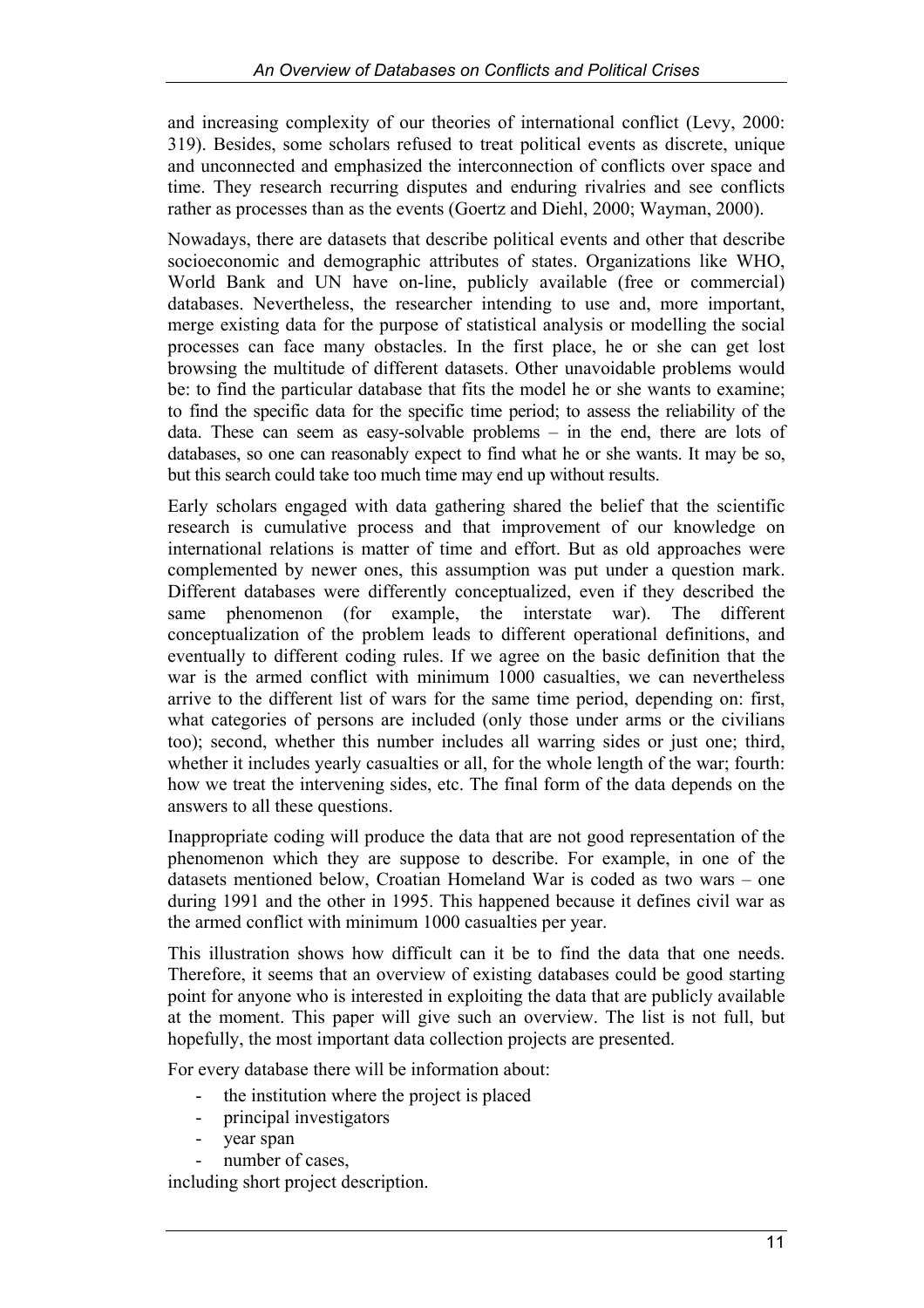and increasing complexity of our theories of international conflict (Levy, 2000: 319). Besides, some scholars refused to treat political events as discrete, unique and unconnected and emphasized the interconnection of conflicts over space and time. They research recurring disputes and enduring rivalries and see conflicts rather as processes than as the events (Goertz and Diehl, 2000; Wayman, 2000).

Nowadays, there are datasets that describe political events and other that describe socioeconomic and demographic attributes of states. Organizations like WHO, World Bank and UN have on-line, publicly available (free or commercial) databases. Nevertheless, the researcher intending to use and, more important, merge existing data for the purpose of statistical analysis or modelling the social processes can face many obstacles. In the first place, he or she can get lost browsing the multitude of different datasets. Other unavoidable problems would be: to find the particular database that fits the model he or she wants to examine; to find the specific data for the specific time period; to assess the reliability of the data. These can seem as easy-solvable problems – in the end, there are lots of databases, so one can reasonably expect to find what he or she wants. It may be so, but this search could take too much time may end up without results.

Early scholars engaged with data gathering shared the belief that the scientific research is cumulative process and that improvement of our knowledge on international relations is matter of time and effort. But as old approaches were complemented by newer ones, this assumption was put under a question mark. Different databases were differently conceptualized, even if they described the same phenomenon (for example, the interstate war). The different conceptualization of the problem leads to different operational definitions, and eventually to different coding rules. If we agree on the basic definition that the war is the armed conflict with minimum 1000 casualties, we can nevertheless arrive to the different list of wars for the same time period, depending on: first, what categories of persons are included (only those under arms or the civilians too); second, whether this number includes all warring sides or just one; third, whether it includes yearly casualties or all, for the whole length of the war; fourth: how we treat the intervening sides, etc. The final form of the data depends on the answers to all these questions.

Inappropriate coding will produce the data that are not good representation of the phenomenon which they are suppose to describe. For example, in one of the datasets mentioned below, Croatian Homeland War is coded as two wars – one during 1991 and the other in 1995. This happened because it defines civil war as the armed conflict with minimum 1000 casualties per year.

This illustration shows how difficult can it be to find the data that one needs. Therefore, it seems that an overview of existing databases could be good starting point for anyone who is interested in exploiting the data that are publicly available at the moment. This paper will give such an overview. The list is not full, but hopefully, the most important data collection projects are presented.

For every database there will be information about:

- the institution where the project is placed
- principal investigators
- year span
- number of cases,

including short project description.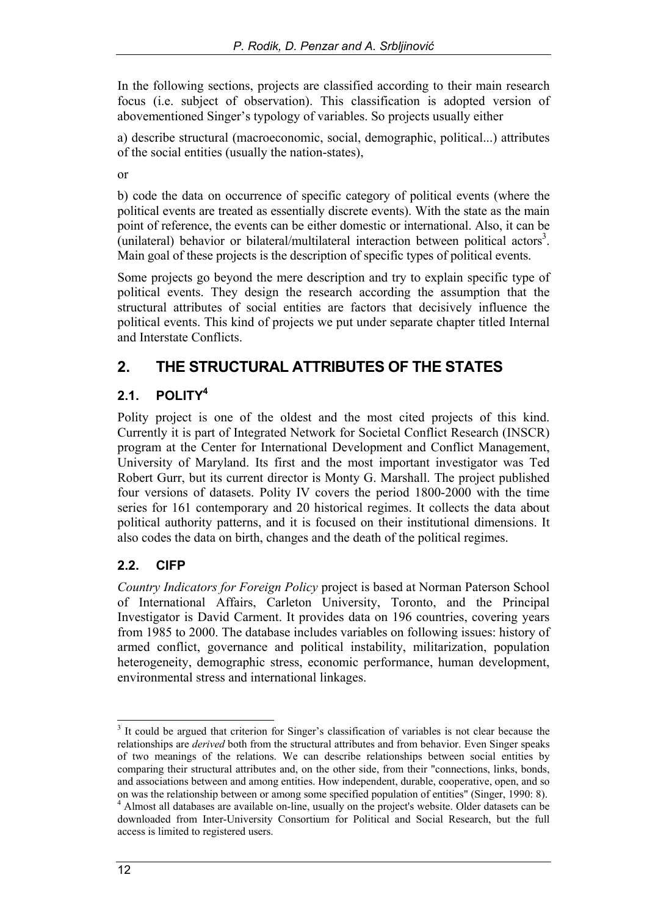In the following sections, projects are classified according to their main research focus (i.e. subject of observation). This classification is adopted version of abovementioned Singer's typology of variables. So projects usually either

a) describe structural (macroeconomic, social, demographic, political...) attributes of the social entities (usually the nation-states),

or

b) code the data on occurrence of specific category of political events (where the political events are treated as essentially discrete events). With the state as the main point of reference, the events can be either domestic or international. Also, it can be (unilateral) behavior or bilateral/multilateral interaction between political actors[3]. Main goal of these projects is the description of specific types of political events.

Some projects go beyond the mere description and try to explain specific type of political events. They design the research according the assumption that the structural attributes of social entities are factors that decisively influence the political events. This kind of projects we put under separate chapter titled Internal and Interstate Conflicts.

## 2. THE STRUCTURAL ATTRIBUTES OF THE STATES

### 2.1. POLITY[4]

Polity project is one of the oldest and the most cited projects of this kind. Currently it is part of Integrated Network for Societal Conflict Research (INSCR) program at the Center for International Development and Conflict Management, University of Maryland. Its first and the most important investigator was Ted Robert Gurr, but its current director is Monty G. Marshall. The project published four versions of datasets. Polity IV covers the period 1800-2000 with the time series for 161 contemporary and 20 historical regimes. It collects the data about political authority patterns, and it is focused on their institutional dimensions. It also codes the data on birth, changes and the death of the political regimes.

### 2.2. CIFP

*Country Indicators for Foreign Policy* project is based at Norman Paterson School of International Affairs, Carleton University, Toronto, and the Principal Investigator is David Carment. It provides data on 196 countries, covering years from 1985 to 2000. The database includes variables on following issues: history of armed conflict, governance and political instability, militarization, population heterogeneity, demographic stress, economic performance, human development, environmental stress and international linkages.

---

[3] It could be argued that criterion for Singer's classification of variables is not clear because the relationships are *derived* both from the structural attributes and from behavior. Even Singer speaks of two meanings of the relations. We can describe relationships between social entities by comparing their structural attributes and, on the other side, from their "connections, links, bonds, and associations between and among entities. How independent, durable, cooperative, open, and so on was the relationship between or among some specified population of entities" (Singer, 1990: 8).

[4] Almost all databases are available on-line, usually on the project's website. Older datasets can be downloaded from Inter-University Consortium for Political and Social Research, but the full access is limited to registered users.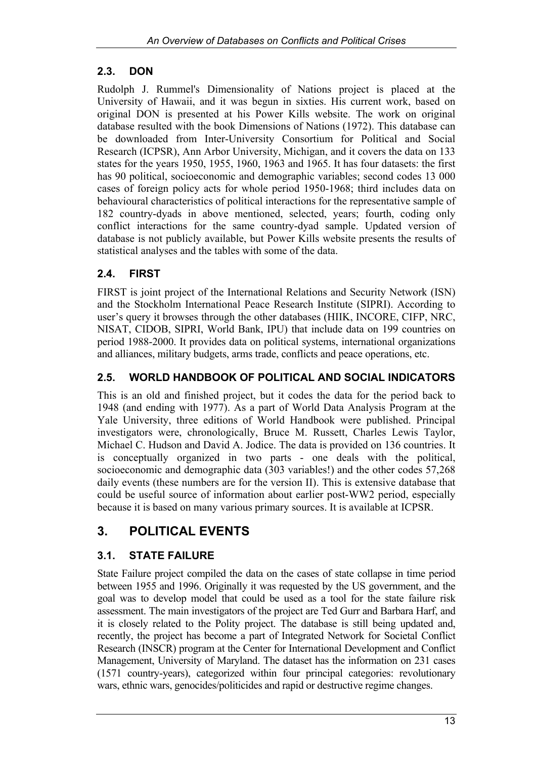### 2.3. DON

Rudolph J. Rummel's Dimensionality of Nations project is placed at the University of Hawaii, and it was begun in sixties. His current work, based on original DON is presented at his Power Kills website. The work on original database resulted with the book Dimensions of Nations (1972). This database can be downloaded from Inter-University Consortium for Political and Social Research (ICPSR), Ann Arbor University, Michigan, and it covers the data on 133 states for the years 1950, 1955, 1960, 1963 and 1965. It has four datasets: the first has 90 political, socioeconomic and demographic variables; second codes 13 000 cases of foreign policy acts for whole period 1950-1968; third includes data on behavioural characteristics of political interactions for the representative sample of 182 country-dyads in above mentioned, selected, years; fourth, coding only conflict interactions for the same country-dyad sample. Updated version of database is not publicly available, but Power Kills website presents the results of statistical analyses and the tables with some of the data.

### 2.4. FIRST

FIRST is joint project of the International Relations and Security Network (ISN) and the Stockholm International Peace Research Institute (SIPRI). According to user's query it browses through the other databases (HIIK, INCORE, CIFP, NRC, NISAT, CIDOB, SIPRI, World Bank, IPU) that include data on 199 countries on period 1988-2000. It provides data on political systems, international organizations and alliances, military budgets, arms trade, conflicts and peace operations, etc.

### 2.5. WORLD HANDBOOK OF POLITICAL AND SOCIAL INDICATORS

This is an old and finished project, but it codes the data for the period back to 1948 (and ending with 1977). As a part of World Data Analysis Program at the Yale University, three editions of World Handbook were published. Principal investigators were, chronologically, Bruce M. Russett, Charles Lewis Taylor, Michael C. Hudson and David A. Jodice. The data is provided on 136 countries. It is conceptually organized in two parts - one deals with the political, socioeconomic and demographic data (303 variables!) and the other codes 57,268 daily events (these numbers are for the version II). This is extensive database that could be useful source of information about earlier post-WW2 period, especially because it is based on many various primary sources. It is available at ICPSR.

## 3. POLITICAL EVENTS

### 3.1. STATE FAILURE

State Failure project compiled the data on the cases of state collapse in time period between 1955 and 1996. Originally it was requested by the US government, and the goal was to develop model that could be used as a tool for the state failure risk assessment. The main investigators of the project are Ted Gurr and Barbara Harf, and it is closely related to the Polity project. The database is still being updated and, recently, the project has become a part of Integrated Network for Societal Conflict Research (INSCR) program at the Center for International Development and Conflict Management, University of Maryland. The dataset has the information on 231 cases (1571 country-years), categorized within four principal categories: revolutionary wars, ethnic wars, genocides/politicides and rapid or destructive regime changes.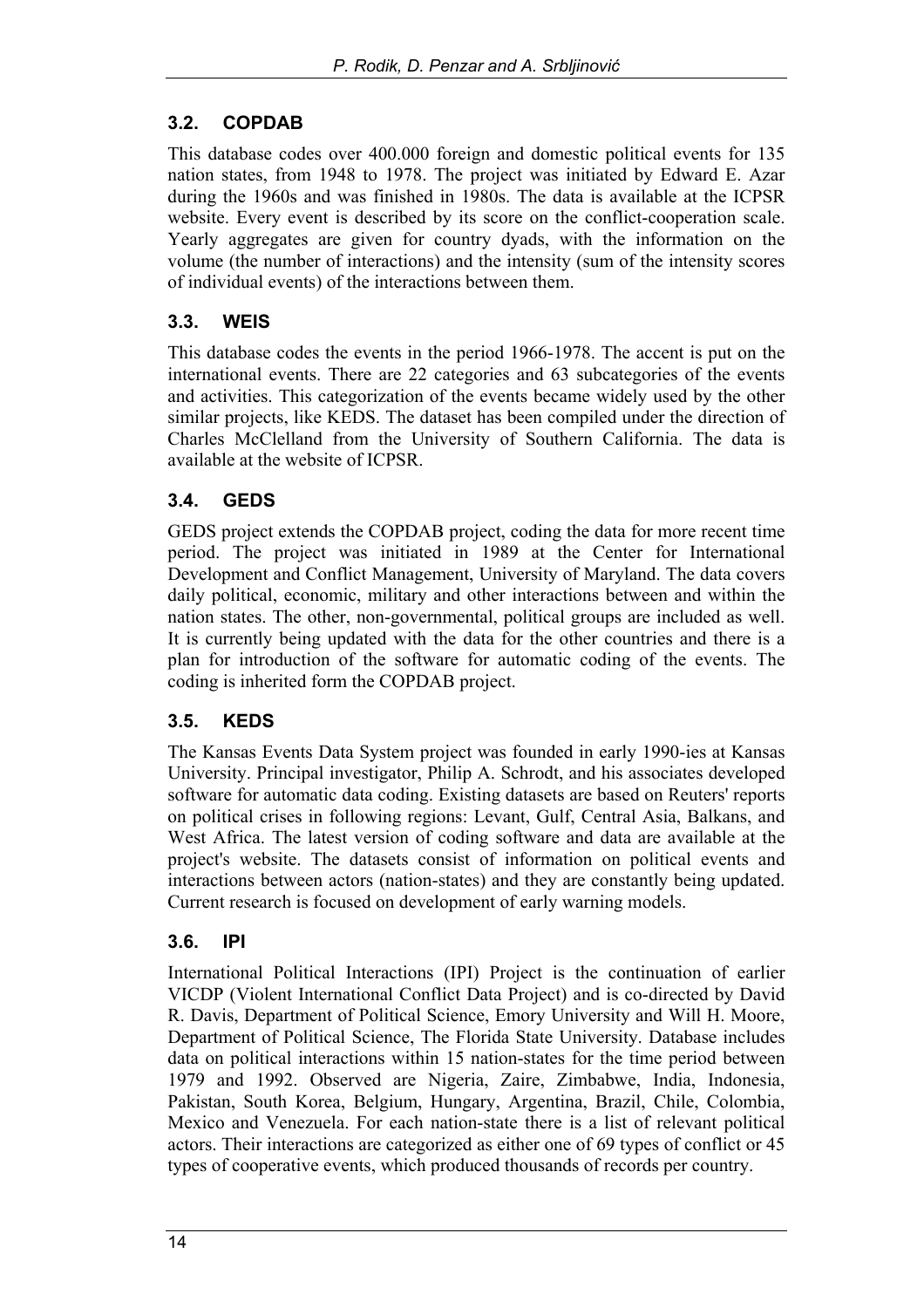## 3.2. COPDAB

This database codes over 400.000 foreign and domestic political events for 135 nation states, from 1948 to 1978. The project was initiated by Edward E. Azar during the 1960s and was finished in 1980s. The data is available at the ICPSR website. Every event is described by its score on the conflict-cooperation scale. Yearly aggregates are given for country dyads, with the information on the volume (the number of interactions) and the intensity (sum of the intensity scores of individual events) of the interactions between them.

## 3.3. WEIS

This database codes the events in the period 1966-1978. The accent is put on the international events. There are 22 categories and 63 subcategories of the events and activities. This categorization of the events became widely used by the other similar projects, like KEDS. The dataset has been compiled under the direction of Charles McClelland from the University of Southern California. The data is available at the website of ICPSR.

## 3.4. GEDS

GEDS project extends the COPDAB project, coding the data for more recent time period. The project was initiated in 1989 at the Center for International Development and Conflict Management, University of Maryland. The data covers daily political, economic, military and other interactions between and within the nation states. The other, non-governmental, political groups are included as well. It is currently being updated with the data for the other countries and there is a plan for introduction of the software for automatic coding of the events. The coding is inherited form the COPDAB project.

## 3.5. KEDS

The Kansas Events Data System project was founded in early 1990-ies at Kansas University. Principal investigator, Philip A. Schrodt, and his associates developed software for automatic data coding. Existing datasets are based on Reuters' reports on political crises in following regions: Levant, Gulf, Central Asia, Balkans, and West Africa. The latest version of coding software and data are available at the project's website. The datasets consist of information on political events and interactions between actors (nation-states) and they are constantly being updated. Current research is focused on development of early warning models.

## 3.6. IPI

International Political Interactions (IPI) Project is the continuation of earlier VICDP (Violent International Conflict Data Project) and is co-directed by David R. Davis, Department of Political Science, Emory University and Will H. Moore, Department of Political Science, The Florida State University. Database includes data on political interactions within 15 nation-states for the time period between 1979 and 1992. Observed are Nigeria, Zaire, Zimbabwe, India, Indonesia, Pakistan, South Korea, Belgium, Hungary, Argentina, Brazil, Chile, Colombia, Mexico and Venezuela. For each nation-state there is a list of relevant political actors. Their interactions are categorized as either one of 69 types of conflict or 45 types of cooperative events, which produced thousands of records per country.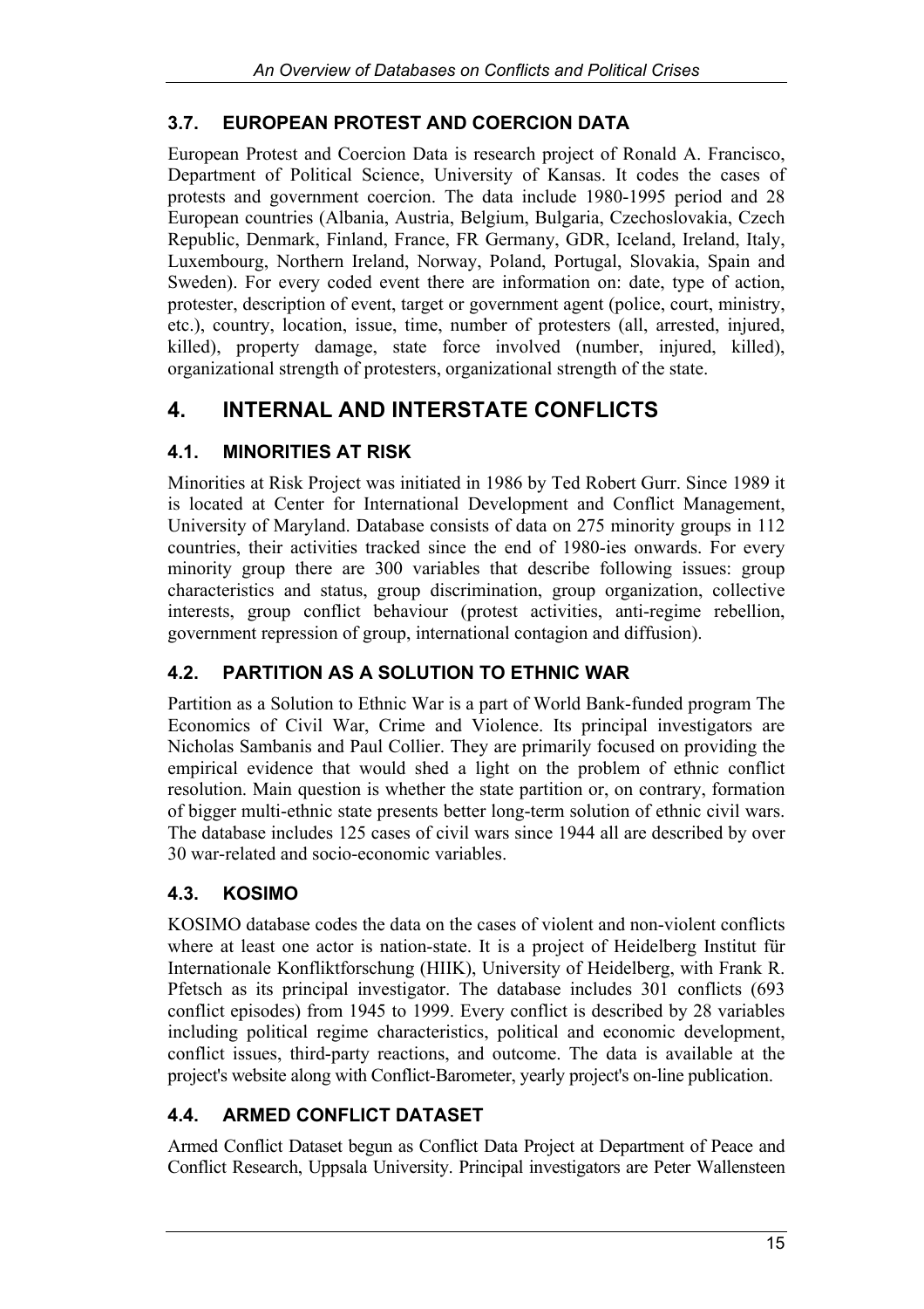### 3.7. EUROPEAN PROTEST AND COERCION DATA

European Protest and Coercion Data is research project of Ronald A. Francisco, Department of Political Science, University of Kansas. It codes the cases of protests and government coercion. The data include 1980-1995 period and 28 European countries (Albania, Austria, Belgium, Bulgaria, Czechoslovakia, Czech Republic, Denmark, Finland, France, FR Germany, GDR, Iceland, Ireland, Italy, Luxembourg, Northern Ireland, Norway, Poland, Portugal, Slovakia, Spain and Sweden). For every coded event there are information on: date, type of action, protester, description of event, target or government agent (police, court, ministry, etc.), country, location, issue, time, number of protesters (all, arrested, injured, killed), property damage, state force involved (number, injured, killed), organizational strength of protesters, organizational strength of the state.

## 4. INTERNAL AND INTERSTATE CONFLICTS

### 4.1. MINORITIES AT RISK

Minorities at Risk Project was initiated in 1986 by Ted Robert Gurr. Since 1989 it is located at Center for International Development and Conflict Management, University of Maryland. Database consists of data on 275 minority groups in 112 countries, their activities tracked since the end of 1980-ies onwards. For every minority group there are 300 variables that describe following issues: group characteristics and status, group discrimination, group organization, collective interests, group conflict behaviour (protest activities, anti-regime rebellion, government repression of group, international contagion and diffusion).

### 4.2. PARTITION AS A SOLUTION TO ETHNIC WAR

Partition as a Solution to Ethnic War is a part of World Bank-funded program The Economics of Civil War, Crime and Violence. Its principal investigators are Nicholas Sambanis and Paul Collier. They are primarily focused on providing the empirical evidence that would shed a light on the problem of ethnic conflict resolution. Main question is whether the state partition or, on contrary, formation of bigger multi-ethnic state presents better long-term solution of ethnic civil wars. The database includes 125 cases of civil wars since 1944 all are described by over 30 war-related and socio-economic variables.

### 4.3. KOSIMO

KOSIMO database codes the data on the cases of violent and non-violent conflicts where at least one actor is nation-state. It is a project of Heidelberg Institut für Internationale Konfliktforschung (HIIK), University of Heidelberg, with Frank R. Pfetsch as its principal investigator. The database includes 301 conflicts (693 conflict episodes) from 1945 to 1999. Every conflict is described by 28 variables including political regime characteristics, political and economic development, conflict issues, third-party reactions, and outcome. The data is available at the project's website along with Conflict-Barometer, yearly project's on-line publication.

### 4.4. ARMED CONFLICT DATASET

Armed Conflict Dataset begun as Conflict Data Project at Department of Peace and Conflict Research, Uppsala University. Principal investigators are Peter Wallensteen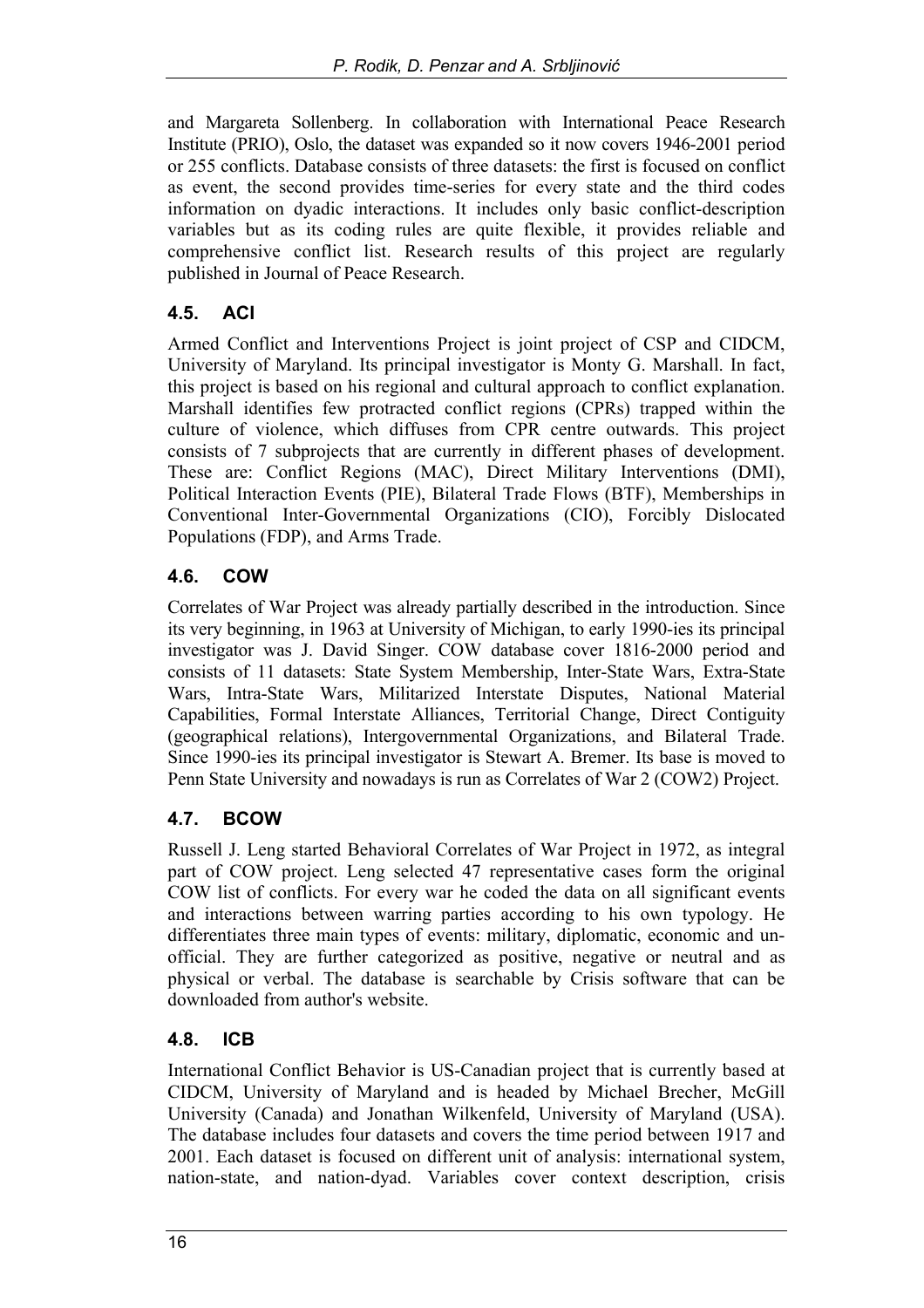and Margareta Sollenberg. In collaboration with International Peace Research Institute (PRIO), Oslo, the dataset was expanded so it now covers 1946-2001 period or 255 conflicts. Database consists of three datasets: the first is focused on conflict as event, the second provides time-series for every state and the third codes information on dyadic interactions. It includes only basic conflict-description variables but as its coding rules are quite flexible, it provides reliable and comprehensive conflict list. Research results of this project are regularly published in Journal of Peace Research.

## 4.5. ACI

Armed Conflict and Interventions Project is joint project of CSP and CIDCM, University of Maryland. Its principal investigator is Monty G. Marshall. In fact, this project is based on his regional and cultural approach to conflict explanation. Marshall identifies few protracted conflict regions (CPRs) trapped within the culture of violence, which diffuses from CPR centre outwards. This project consists of 7 subprojects that are currently in different phases of development. These are: Conflict Regions (MAC), Direct Military Interventions (DMI), Political Interaction Events (PIE), Bilateral Trade Flows (BTF), Memberships in Conventional Inter-Governmental Organizations (CIO), Forcibly Dislocated Populations (FDP), and Arms Trade.

## 4.6. COW

Correlates of War Project was already partially described in the introduction. Since its very beginning, in 1963 at University of Michigan, to early 1990-ies its principal investigator was J. David Singer. COW database cover 1816-2000 period and consists of 11 datasets: State System Membership, Inter-State Wars, Extra-State Wars, Intra-State Wars, Militarized Interstate Disputes, National Material Capabilities, Formal Interstate Alliances, Territorial Change, Direct Contiguity (geographical relations), Intergovernmental Organizations, and Bilateral Trade. Since 1990-ies its principal investigator is Stewart A. Bremer. Its base is moved to Penn State University and nowadays is run as Correlates of War 2 (COW2) Project.

## 4.7. BCOW

Russell J. Leng started Behavioral Correlates of War Project in 1972, as integral part of COW project. Leng selected 47 representative cases form the original COW list of conflicts. For every war he coded the data on all significant events and interactions between warring parties according to his own typology. He differentiates three main types of events: military, diplomatic, economic and un-official. They are further categorized as positive, negative or neutral and as physical or verbal. The database is searchable by Crisis software that can be downloaded from author's website.

## 4.8. ICB

International Conflict Behavior is US-Canadian project that is currently based at CIDCM, University of Maryland and is headed by Michael Brecher, McGill University (Canada) and Jonathan Wilkenfeld, University of Maryland (USA). The database includes four datasets and covers the time period between 1917 and 2001. Each dataset is focused on different unit of analysis: international system, nation-state, and nation-dyad. Variables cover context description, crisis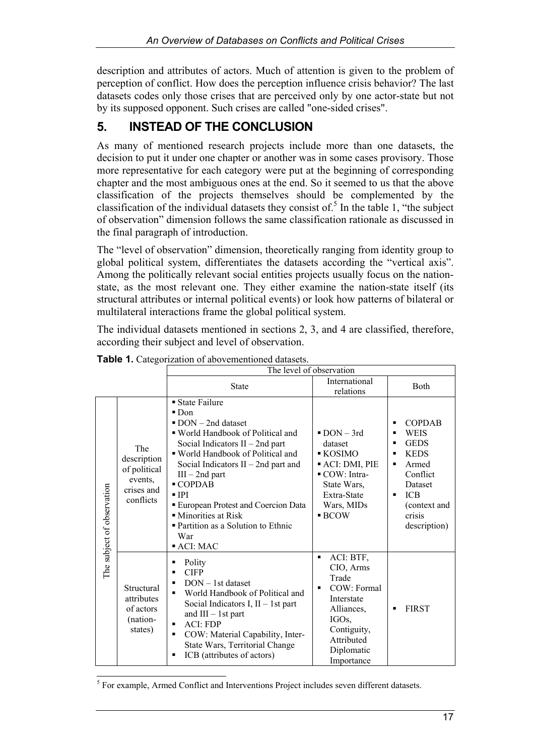description and attributes of actors. Much of attention is given to the problem of perception of conflict. How does the perception influence crisis behavior? The last datasets codes only those crises that are perceived only by one actor-state but not by its supposed opponent. Such crises are called "one-sided crises".

## 5. INSTEAD OF THE CONCLUSION

As many of mentioned research projects include more than one datasets, the decision to put it under one chapter or another was in some cases provisory. Those more representative for each category were put at the beginning of corresponding chapter and the most ambiguous ones at the end. So it seemed to us that the above classification of the projects themselves should be complemented by the classification of the individual datasets they consist of.[5] In the table 1, "the subject of observation" dimension follows the same classification rationale as discussed in the final paragraph of introduction.

The "level of observation" dimension, theoretically ranging from identity group to global political system, differentiates the datasets according the "vertical axis". Among the politically relevant social entities projects usually focus on the nation-state, as the most relevant one. They either examine the nation-state itself (its structural attributes or internal political events) or look how patterns of bilateral or multilateral interactions frame the global political system.

The individual datasets mentioned in sections 2, 3, and 4 are classified, therefore, according their subject and level of observation.

**Table 1.** Categorization of abovementioned datasets.

| | | The level of observation | | |
|---|---|---|---|---|
| | | State | International relations | Both |
| The subject of observation | The description of political events, crises and conflicts | ▪ State Failure<br>▪ Don<br>▪ DON – 2nd dataset<br>▪ World Handbook of Political and Social Indicators II – 2nd part<br>▪ World Handbook of Political and Social Indicators II – 2nd part and III – 2nd part<br>▪ COPDAB<br>▪ IPI<br>▪ European Protest and Coercion Data<br>▪ Minorities at Risk<br>▪ Partition as a Solution to Ethnic War<br>▪ ACI: MAC | ▪ DON – 3rd dataset<br>▪ KOSIMO<br>▪ ACI: DMI, PIE<br>▪ COW: Intra-State Wars, Extra-State Wars, MIDs<br>▪ BCOW | ▪ COPDAB<br>▪ WEIS<br>▪ GEDS<br>▪ KEDS<br>▪ Armed Conflict Dataset<br>▪ ICB (context and crisis description) |
| | Structural attributes of actors (nation-states) | ▪ Polity<br>▪ CIFP<br>▪ DON – 1st dataset<br>▪ World Handbook of Political and Social Indicators I, II – 1st part and III – 1st part<br>▪ ACI: FDP<br>▪ COW: Material Capability, Inter-State Wars, Territorial Change<br>▪ ICB (attributes of actors) | ▪ ACI: BTF, CIO, Arms Trade<br>▪ COW: Formal Interstate Alliances, IGOs, Contiguity, Attributed Diplomatic Importance | ▪ FIRST |

[5] For example, Armed Conflict and Interventions Project includes seven different datasets.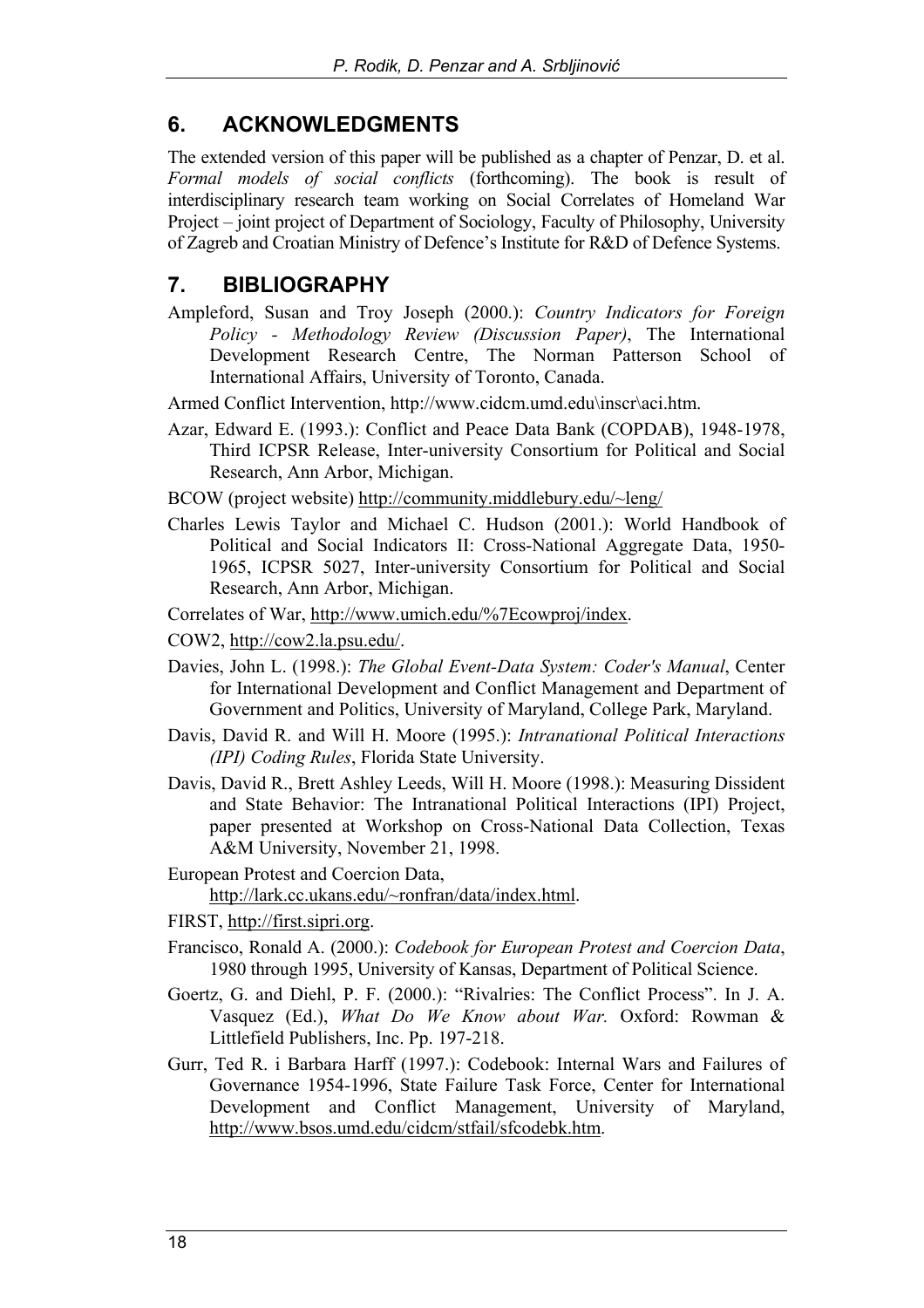## 6. ACKNOWLEDGMENTS

The extended version of this paper will be published as a chapter of Penzar, D. et al. *Formal models of social conflicts* (forthcoming). The book is result of interdisciplinary research team working on Social Correlates of Homeland War Project – joint project of Department of Sociology, Faculty of Philosophy, University of Zagreb and Croatian Ministry of Defence's Institute for R&D of Defence Systems.

## 7. BIBLIOGRAPHY

Ampleford, Susan and Troy Joseph (2000.): *Country Indicators for Foreign Policy - Methodology Review (Discussion Paper)*, The International Development Research Centre, The Norman Patterson School of International Affairs, University of Toronto, Canada.

Armed Conflict Intervention, http://www.cidcm.umd.edu\inscr\aci.htm.

Azar, Edward E. (1993.): Conflict and Peace Data Bank (COPDAB), 1948-1978, Third ICPSR Release, Inter-university Consortium for Political and Social Research, Ann Arbor, Michigan.

BCOW (project website) http://community.middlebury.edu/~leng/

Charles Lewis Taylor and Michael C. Hudson (2001.): World Handbook of Political and Social Indicators II: Cross-National Aggregate Data, 1950-1965, ICPSR 5027, Inter-university Consortium for Political and Social Research, Ann Arbor, Michigan.

Correlates of War, http://www.umich.edu/%7Ecowproj/index.

COW2, http://cow2.la.psu.edu/.

Davies, John L. (1998.): *The Global Event-Data System: Coder's Manual*, Center for International Development and Conflict Management and Department of Government and Politics, University of Maryland, College Park, Maryland.

Davis, David R. and Will H. Moore (1995.): *Intranational Political Interactions (IPI) Coding Rules*, Florida State University.

Davis, David R., Brett Ashley Leeds, Will H. Moore (1998.): Measuring Dissident and State Behavior: The Intranational Political Interactions (IPI) Project, paper presented at Workshop on Cross-National Data Collection, Texas A&M University, November 21, 1998.

European Protest and Coercion Data, http://lark.cc.ukans.edu/~ronfran/data/index.html.

FIRST, http://first.sipri.org.

Francisco, Ronald A. (2000.): *Codebook for European Protest and Coercion Data*, 1980 through 1995, University of Kansas, Department of Political Science.

Goertz, G. and Diehl, P. F. (2000.): "Rivalries: The Conflict Process". In J. A. Vasquez (Ed.), *What Do We Know about War.* Oxford: Rowman & Littlefield Publishers, Inc. Pp. 197-218.

Gurr, Ted R. i Barbara Harff (1997.): Codebook: Internal Wars and Failures of Governance 1954-1996, State Failure Task Force, Center for International Development and Conflict Management, University of Maryland, http://www.bsos.umd.edu/cidcm/stfail/sfcodebk.htm.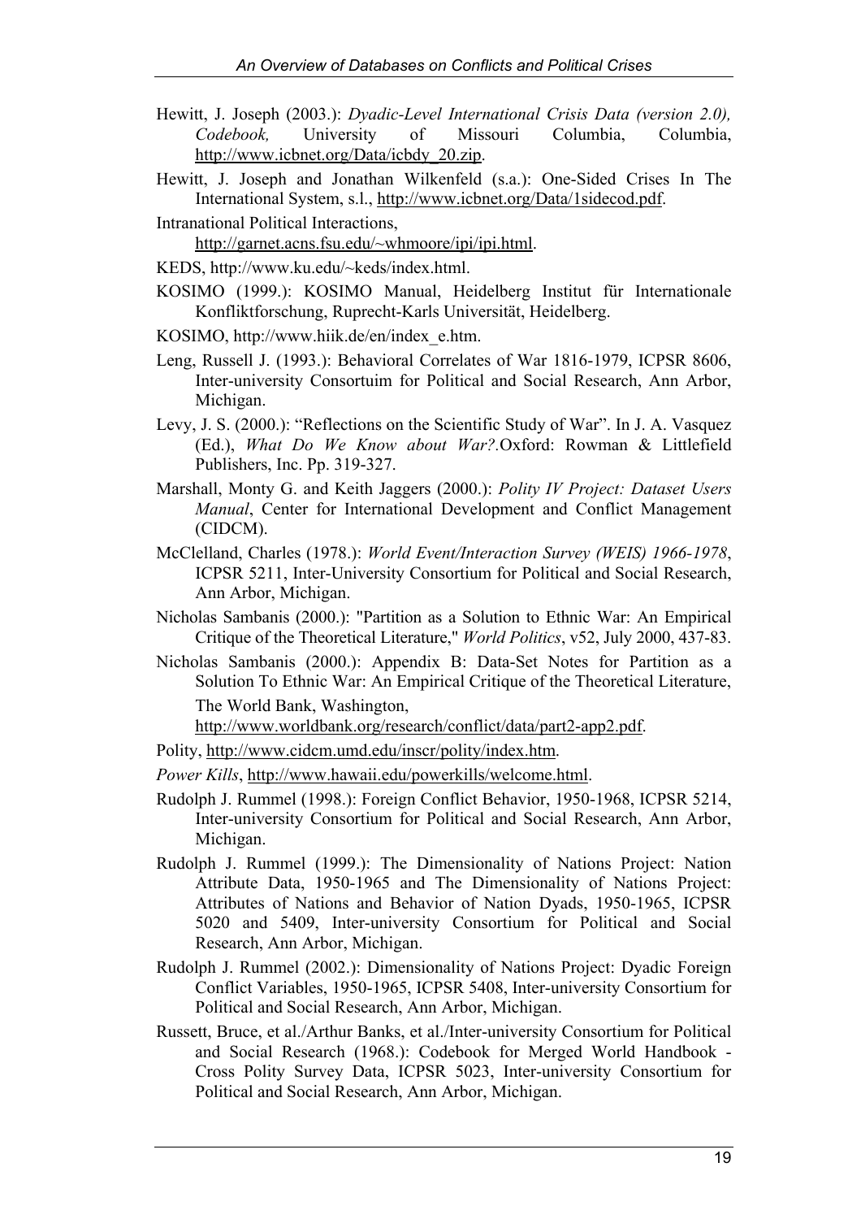Hewitt, J. Joseph (2003.): *Dyadic-Level International Crisis Data (version 2.0), Codebook,* University of Missouri Columbia, Columbia, http://www.icbnet.org/Data/icbdy_20.zip.

Hewitt, J. Joseph and Jonathan Wilkenfeld (s.a.): One-Sided Crises In The International System, s.l., http://www.icbnet.org/Data/1sidecod.pdf.

Intranational Political Interactions, http://garnet.acns.fsu.edu/~whmoore/ipi/ipi.html.

KEDS, http://www.ku.edu/~keds/index.html.

KOSIMO (1999.): KOSIMO Manual, Heidelberg Institut für Internationale Konfliktforschung, Ruprecht-Karls Universität, Heidelberg.

KOSIMO, http://www.hiik.de/en/index_e.htm.

Leng, Russell J. (1993.): Behavioral Correlates of War 1816-1979, ICPSR 8606, Inter-university Consortuim for Political and Social Research, Ann Arbor, Michigan.

Levy, J. S. (2000.): "Reflections on the Scientific Study of War". In J. A. Vasquez (Ed.), *What Do We Know about War?.*Oxford: Rowman & Littlefield Publishers, Inc. Pp. 319-327.

Marshall, Monty G. and Keith Jaggers (2000.): *Polity IV Project: Dataset Users Manual*, Center for International Development and Conflict Management (CIDCM).

McClelland, Charles (1978.): *World Event/Interaction Survey (WEIS) 1966-1978*, ICPSR 5211, Inter-University Consortium for Political and Social Research, Ann Arbor, Michigan.

Nicholas Sambanis (2000.): "Partition as a Solution to Ethnic War: An Empirical Critique of the Theoretical Literature," *World Politics*, v52, July 2000, 437-83.

Nicholas Sambanis (2000.): Appendix B: Data-Set Notes for Partition as a Solution To Ethnic War: An Empirical Critique of the Theoretical Literature, The World Bank, Washington, http://www.worldbank.org/research/conflict/data/part2-app2.pdf.

Polity, http://www.cidcm.umd.edu/inscr/polity/index.htm.

*Power Kills*, http://www.hawaii.edu/powerkills/welcome.html.

Rudolph J. Rummel (1998.): Foreign Conflict Behavior, 1950-1968, ICPSR 5214, Inter-university Consortium for Political and Social Research, Ann Arbor, Michigan.

Rudolph J. Rummel (1999.): The Dimensionality of Nations Project: Nation Attribute Data, 1950-1965 and The Dimensionality of Nations Project: Attributes of Nations and Behavior of Nation Dyads, 1950-1965, ICPSR 5020 and 5409, Inter-university Consortium for Political and Social Research, Ann Arbor, Michigan.

Rudolph J. Rummel (2002.): Dimensionality of Nations Project: Dyadic Foreign Conflict Variables, 1950-1965, ICPSR 5408, Inter-university Consortium for Political and Social Research, Ann Arbor, Michigan.

Russett, Bruce, et al./Arthur Banks, et al./Inter-university Consortium for Political and Social Research (1968.): Codebook for Merged World Handbook - Cross Polity Survey Data, ICPSR 5023, Inter-university Consortium for Political and Social Research, Ann Arbor, Michigan.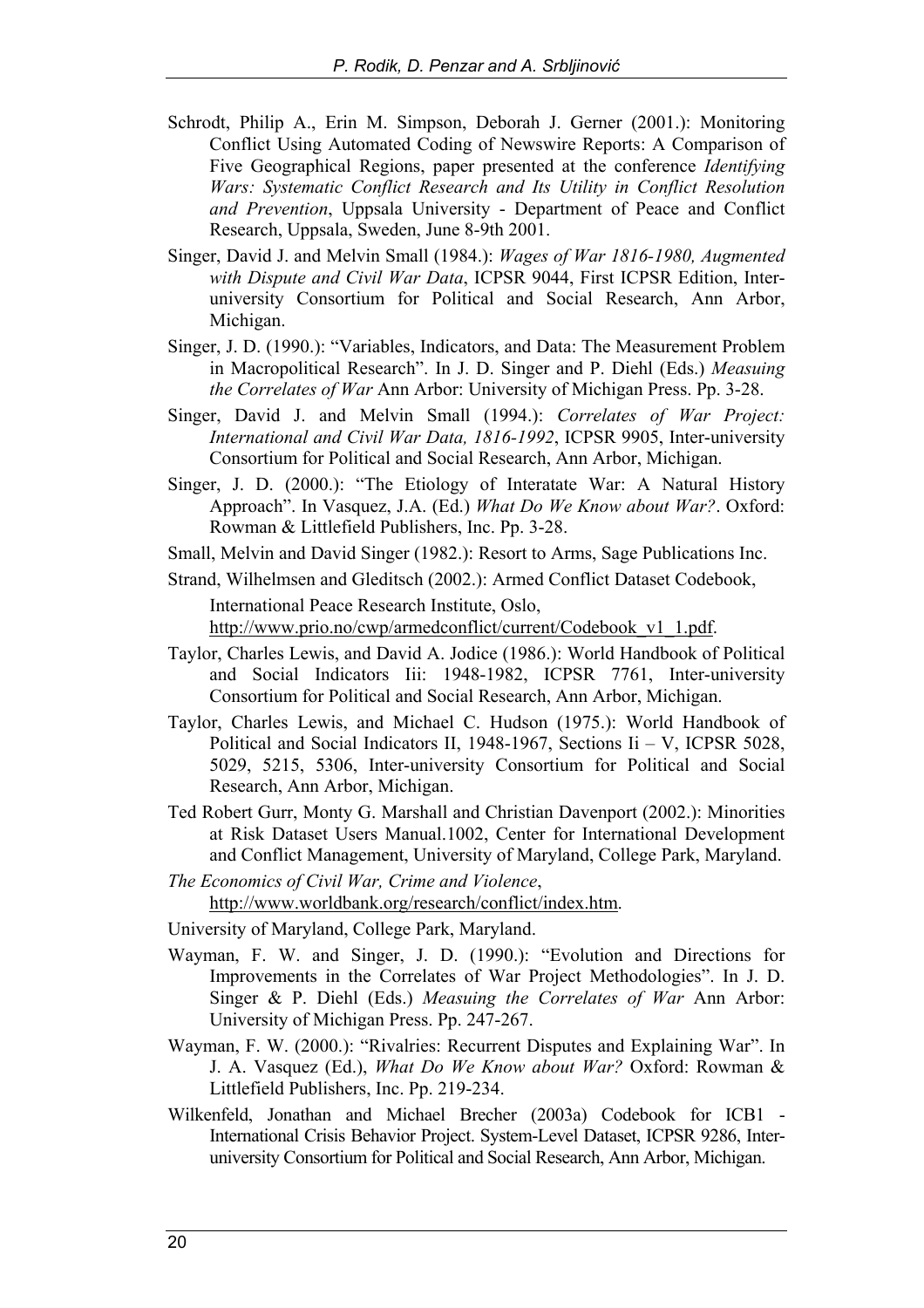Schrodt, Philip A., Erin M. Simpson, Deborah J. Gerner (2001.): Monitoring Conflict Using Automated Coding of Newswire Reports: A Comparison of Five Geographical Regions, paper presented at the conference *Identifying Wars: Systematic Conflict Research and Its Utility in Conflict Resolution and Prevention*, Uppsala University - Department of Peace and Conflict Research, Uppsala, Sweden, June 8-9th 2001.

Singer, David J. and Melvin Small (1984.): *Wages of War 1816-1980, Augmented with Dispute and Civil War Data*, ICPSR 9044, First ICPSR Edition, Inter-university Consortium for Political and Social Research, Ann Arbor, Michigan.

Singer, J. D. (1990.): "Variables, Indicators, and Data: The Measurement Problem in Macropolitical Research". In J. D. Singer and P. Diehl (Eds.) *Measuing the Correlates of War* Ann Arbor: University of Michigan Press. Pp. 3-28.

Singer, David J. and Melvin Small (1994.): *Correlates of War Project: International and Civil War Data, 1816-1992*, ICPSR 9905, Inter-university Consortium for Political and Social Research, Ann Arbor, Michigan.

Singer, J. D. (2000.): "The Etiology of Interatate War: A Natural History Approach". In Vasquez, J.A. (Ed.) *What Do We Know about War?*. Oxford: Rowman & Littlefield Publishers, Inc. Pp. 3-28.

Small, Melvin and David Singer (1982.): Resort to Arms, Sage Publications Inc.

Strand, Wilhelmsen and Gleditsch (2002.): Armed Conflict Dataset Codebook, International Peace Research Institute, Oslo, http://www.prio.no/cwp/armedconflict/current/Codebook_v1_1.pdf.

Taylor, Charles Lewis, and David A. Jodice (1986.): World Handbook of Political and Social Indicators Iii: 1948-1982, ICPSR 7761, Inter-university Consortium for Political and Social Research, Ann Arbor, Michigan.

Taylor, Charles Lewis, and Michael C. Hudson (1975.): World Handbook of Political and Social Indicators II, 1948-1967, Sections Ii – V, ICPSR 5028, 5029, 5215, 5306, Inter-university Consortium for Political and Social Research, Ann Arbor, Michigan.

Ted Robert Gurr, Monty G. Marshall and Christian Davenport (2002.): Minorities at Risk Dataset Users Manual.1002, Center for International Development and Conflict Management, University of Maryland, College Park, Maryland.

*The Economics of Civil War, Crime and Violence*, http://www.worldbank.org/research/conflict/index.htm.

University of Maryland, College Park, Maryland.

Wayman, F. W. and Singer, J. D. (1990.): "Evolution and Directions for Improvements in the Correlates of War Project Methodologies". In J. D. Singer & P. Diehl (Eds.) *Measuing the Correlates of War* Ann Arbor: University of Michigan Press. Pp. 247-267.

Wayman, F. W. (2000.): "Rivalries: Recurrent Disputes and Explaining War". In J. A. Vasquez (Ed.), *What Do We Know about War?* Oxford: Rowman & Littlefield Publishers, Inc. Pp. 219-234.

Wilkenfeld, Jonathan and Michael Brecher (2003a) Codebook for ICB1 - International Crisis Behavior Project. System-Level Dataset, ICPSR 9286, Inter-university Consortium for Political and Social Research, Ann Arbor, Michigan.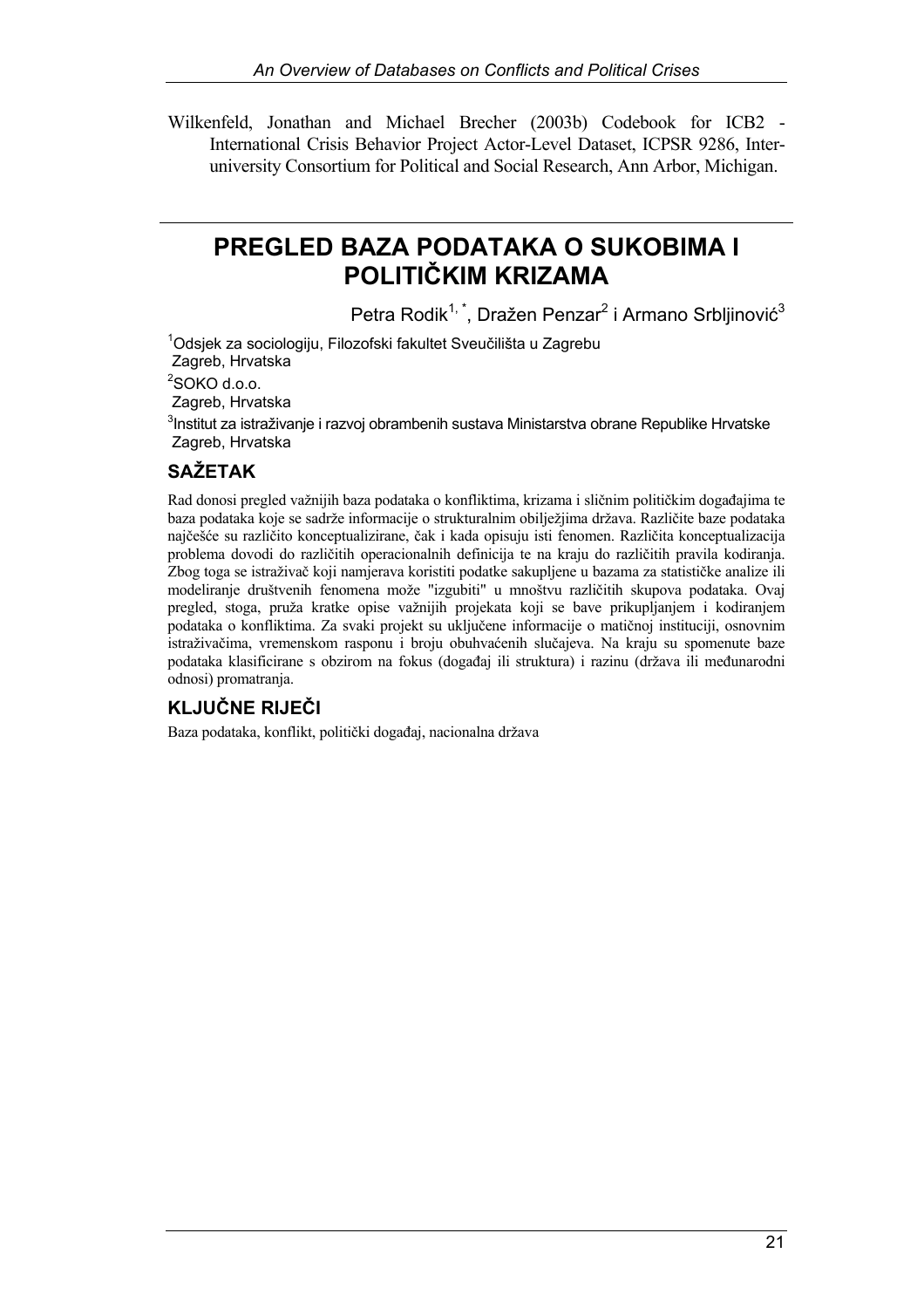Wilkenfeld, Jonathan and Michael Brecher (2003b) Codebook for ICB2 - International Crisis Behavior Project Actor-Level Dataset, ICPSR 9286, Inter-university Consortium for Political and Social Research, Ann Arbor, Michigan.

# PREGLED BAZA PODATAKA O SUKOBIMA I POLITIČKIM KRIZAMA

Petra Rodik[1, *], Dražen Penzar[2] i Armano Srbljinović[3]

[1]Odsjek za sociologiju, Filozofski fakultet Sveučilišta u Zagrebu
Zagreb, Hrvatska

[2]SOKO d.o.o.
Zagreb, Hrvatska

[3]Institut za istraživanje i razvoj obrambenih sustava Ministarstva obrane Republike Hrvatske
Zagreb, Hrvatska

## SAŽETAK

Rad donosi pregled važnijih baza podataka o konfliktima, krizama i sličnim političkim događajima te baza podataka koje se sadrže informacije o strukturalnim obilježjima država. Različite baze podataka najčešće su različito konceptualizirane, čak i kada opisuju isti fenomen. Različita konceptualizacija problema dovodi do različitih operacionalnih definicija te na kraju do različitih pravila kodiranja. Zbog toga se istraživač koji namjerava koristiti podatke sakupljene u bazama za statističke analize ili modeliranje društvenih fenomena može "izgubiti" u mnoštvu različitih skupova podataka. Ovaj pregled, stoga, pruža kratke opise važnijih projekata koji se bave prikupljanjem i kodiranjem podataka o konfliktima. Za svaki projekt su uključene informacije o matičnoj instituciji, osnovnim istraživačima, vremenskom rasponu i broju obuhvaćenih slučajeva. Na kraju su spomenute baze podataka klasificirane s obzirom na fokus (događaj ili struktura) i razinu (država ili međunarodni odnosi) promatranja.

## KLJUČNE RIJEČI

Baza podataka, konflikt, politički događaj, nacionalna država